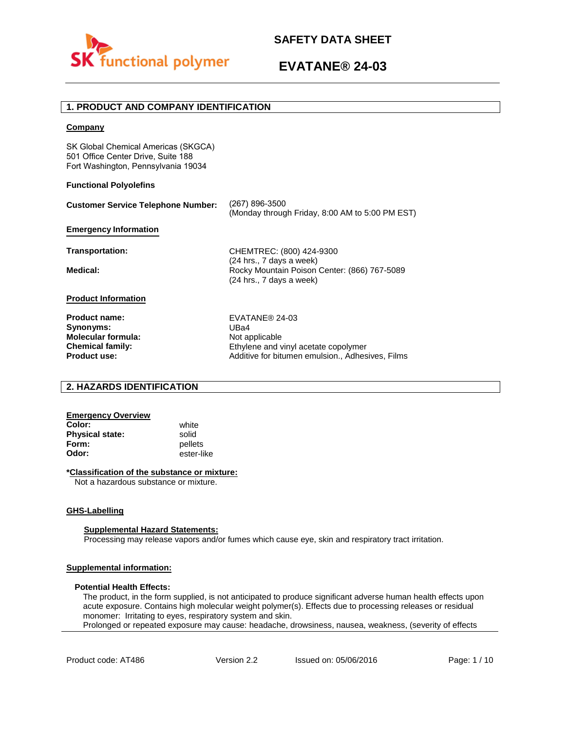# SAFETY DATA SHEET

# EVATANE® 24-03

## 1. PRODUCT AND COMPANY IDENTIFICATION

**Company**

SK Global Chemical Americas (SKGCA)
501 Office Center Drive, Suite 188
Fort Washington, Pennsylvania 19034

**Functional Polyolefins**

**Customer Service Telephone Number:** (267) 896-3500
(Monday through Friday, 8:00 AM to 5:00 PM EST)

**Emergency Information**

**Transportation:** CHEMTREC: (800) 424-9300
(24 hrs., 7 days a week)

**Medical:** Rocky Mountain Poison Center: (866) 767-5089
(24 hrs., 7 days a week)

**Product Information**

**Product name:** EVATANE® 24-03
**Synonyms:** UBa4
**Molecular formula:** Not applicable
**Chemical family:** Ethylene and vinyl acetate copolymer
**Product use:** Additive for bitumen emulsion., Adhesives, Films

## 2. HAZARDS IDENTIFICATION

**Emergency Overview**

**Color:** white
**Physical state:** solid
**Form:** pellets
**Odor:** ester-like

**\*Classification of the substance or mixture:**
Not a hazardous substance or mixture.

**GHS-Labelling**

**Supplemental Hazard Statements:**
Processing may release vapors and/or fumes which cause eye, skin and respiratory tract irritation.

**Supplemental information:**

**Potential Health Effects:**
The product, in the form supplied, is not anticipated to produce significant adverse human health effects upon acute exposure. Contains high molecular weight polymer(s). Effects due to processing releases or residual monomer: Irritating to eyes, respiratory system and skin.
Prolonged or repeated exposure may cause: headache, drowsiness, nausea, weakness, (severity of effects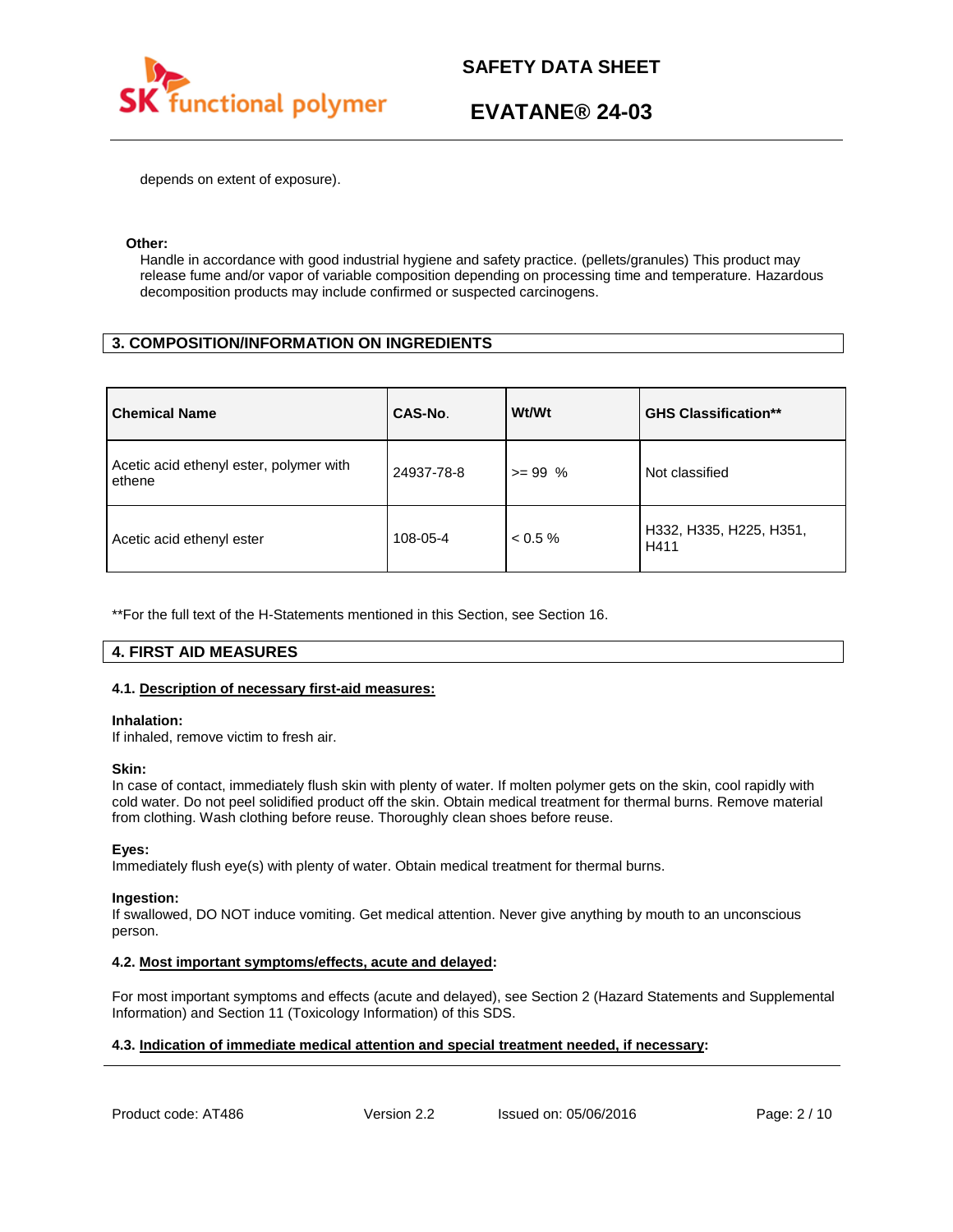depends on extent of exposure).

**Other:**

Handle in accordance with good industrial hygiene and safety practice. (pellets/granules) This product may release fume and/or vapor of variable composition depending on processing time and temperature. Hazardous decomposition products may include confirmed or suspected carcinogens.

## 3. COMPOSITION/INFORMATION ON INGREDIENTS

| Chemical Name | CAS-No. | Wt/Wt | GHS Classification** |
|---|---|---|---|
| Acetic acid ethenyl ester, polymer with ethene | 24937-78-8 | >= 99 % | Not classified |
| Acetic acid ethenyl ester | 108-05-4 | < 0.5 % | H332, H335, H225, H351, H411 |

**For the full text of the H-Statements mentioned in this Section, see Section 16.

## 4. FIRST AID MEASURES

### 4.1. Description of necessary first-aid measures:

**Inhalation:**
If inhaled, remove victim to fresh air.

**Skin:**
In case of contact, immediately flush skin with plenty of water. If molten polymer gets on the skin, cool rapidly with cold water. Do not peel solidified product off the skin. Obtain medical treatment for thermal burns. Remove material from clothing. Wash clothing before reuse. Thoroughly clean shoes before reuse.

**Eyes:**
Immediately flush eye(s) with plenty of water. Obtain medical treatment for thermal burns.

**Ingestion:**
If swallowed, DO NOT induce vomiting. Get medical attention. Never give anything by mouth to an unconscious person.

### 4.2. Most important symptoms/effects, acute and delayed:

For most important symptoms and effects (acute and delayed), see Section 2 (Hazard Statements and Supplemental Information) and Section 11 (Toxicology Information) of this SDS.

### 4.3. Indication of immediate medical attention and special treatment needed, if necessary: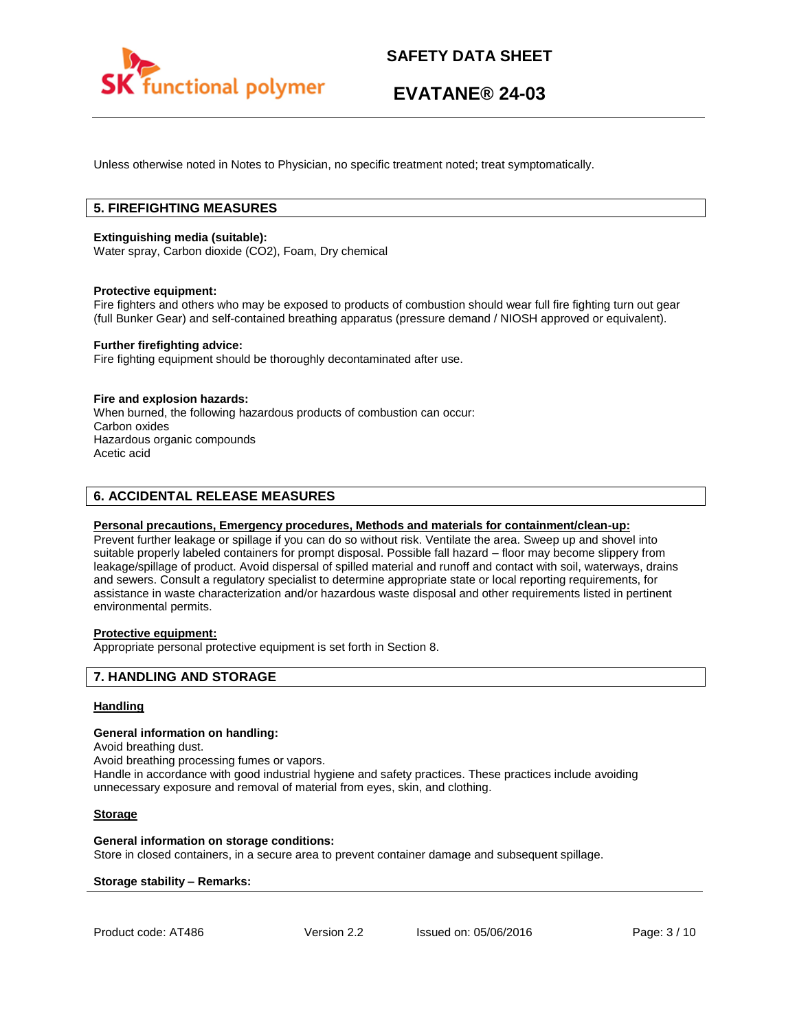Unless otherwise noted in Notes to Physician, no specific treatment noted; treat symptomatically.

## 5. FIREFIGHTING MEASURES

**Extinguishing media (suitable):**
Water spray, Carbon dioxide ($CO_2$), Foam, Dry chemical

**Protective equipment:**
Fire fighters and others who may be exposed to products of combustion should wear full fire fighting turn out gear (full Bunker Gear) and self-contained breathing apparatus (pressure demand / NIOSH approved or equivalent).

**Further firefighting advice:**
Fire fighting equipment should be thoroughly decontaminated after use.

**Fire and explosion hazards:**
When burned, the following hazardous products of combustion can occur:
Carbon oxides
Hazardous organic compounds
Acetic acid

## 6. ACCIDENTAL RELEASE MEASURES

**Personal precautions, Emergency procedures, Methods and materials for containment/clean-up:**
Prevent further leakage or spillage if you can do so without risk. Ventilate the area. Sweep up and shovel into suitable properly labeled containers for prompt disposal. Possible fall hazard – floor may become slippery from leakage/spillage of product. Avoid dispersal of spilled material and runoff and contact with soil, waterways, drains and sewers. Consult a regulatory specialist to determine appropriate state or local reporting requirements, for assistance in waste characterization and/or hazardous waste disposal and other requirements listed in pertinent environmental permits.

**Protective equipment:**
Appropriate personal protective equipment is set forth in Section 8.

## 7. HANDLING AND STORAGE

**Handling**

**General information on handling:**
Avoid breathing dust.
Avoid breathing processing fumes or vapors.
Handle in accordance with good industrial hygiene and safety practices. These practices include avoiding unnecessary exposure and removal of material from eyes, skin, and clothing.

**Storage**

**General information on storage conditions:**
Store in closed containers, in a secure area to prevent container damage and subsequent spillage.

**Storage stability – Remarks:**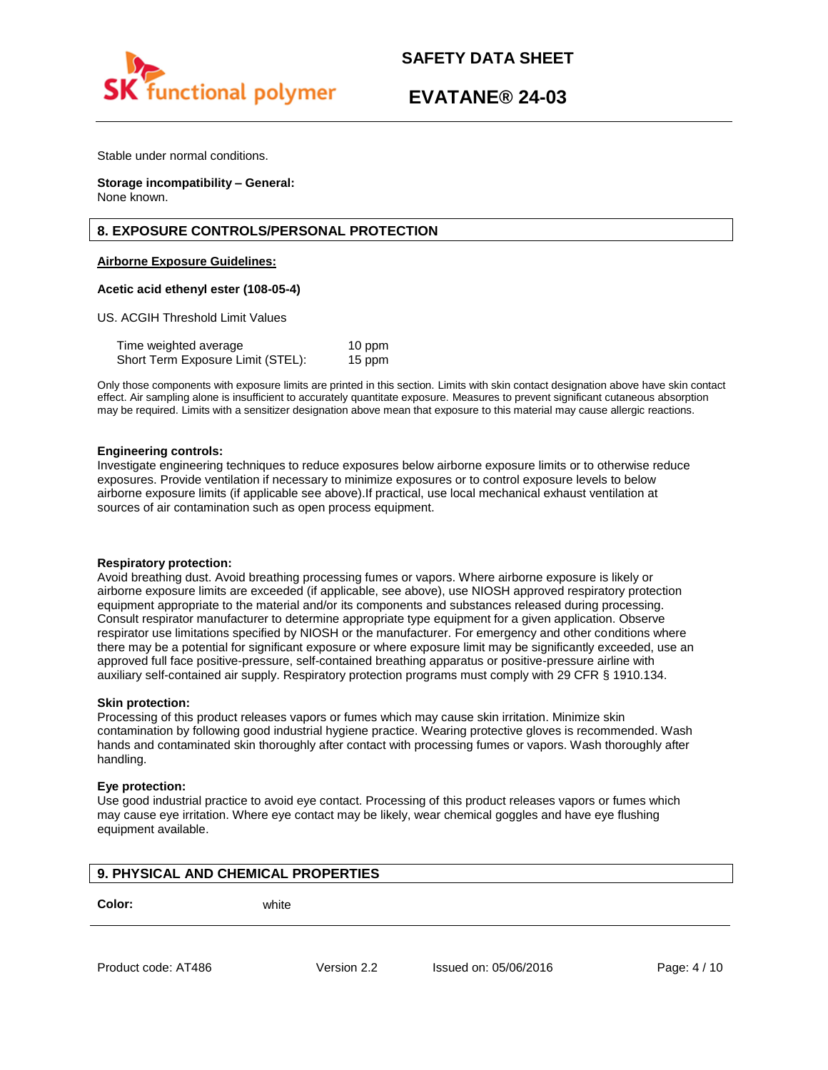Stable under normal conditions.

**Storage incompatibility – General:**
None known.

## 8. EXPOSURE CONTROLS/PERSONAL PROTECTION

**Airborne Exposure Guidelines:**

**Acetic acid ethenyl ester (108-05-4)**

US. ACGIH Threshold Limit Values

| | |
|---|---|
| Time weighted average | 10 ppm |
| Short Term Exposure Limit (STEL): | 15 ppm |

Only those components with exposure limits are printed in this section. Limits with skin contact designation above have skin contact effect. Air sampling alone is insufficient to accurately quantitate exposure. Measures to prevent significant cutaneous absorption may be required. Limits with a sensitizer designation above mean that exposure to this material may cause allergic reactions.

**Engineering controls:**
Investigate engineering techniques to reduce exposures below airborne exposure limits or to otherwise reduce exposures. Provide ventilation if necessary to minimize exposures or to control exposure levels to below airborne exposure limits (if applicable see above).If practical, use local mechanical exhaust ventilation at sources of air contamination such as open process equipment.

**Respiratory protection:**
Avoid breathing dust. Avoid breathing processing fumes or vapors. Where airborne exposure is likely or airborne exposure limits are exceeded (if applicable, see above), use NIOSH approved respiratory protection equipment appropriate to the material and/or its components and substances released during processing. Consult respirator manufacturer to determine appropriate type equipment for a given application. Observe respirator use limitations specified by NIOSH or the manufacturer. For emergency and other conditions where there may be a potential for significant exposure or where exposure limit may be significantly exceeded, use an approved full face positive-pressure, self-contained breathing apparatus or positive-pressure airline with auxiliary self-contained air supply. Respiratory protection programs must comply with 29 CFR § 1910.134.

**Skin protection:**
Processing of this product releases vapors or fumes which may cause skin irritation. Minimize skin contamination by following good industrial hygiene practice. Wearing protective gloves is recommended. Wash hands and contaminated skin thoroughly after contact with processing fumes or vapors. Wash thoroughly after handling.

**Eye protection:**
Use good industrial practice to avoid eye contact. Processing of this product releases vapors or fumes which may cause eye irritation. Where eye contact may be likely, wear chemical goggles and have eye flushing equipment available.

## 9. PHYSICAL AND CHEMICAL PROPERTIES

**Color:** white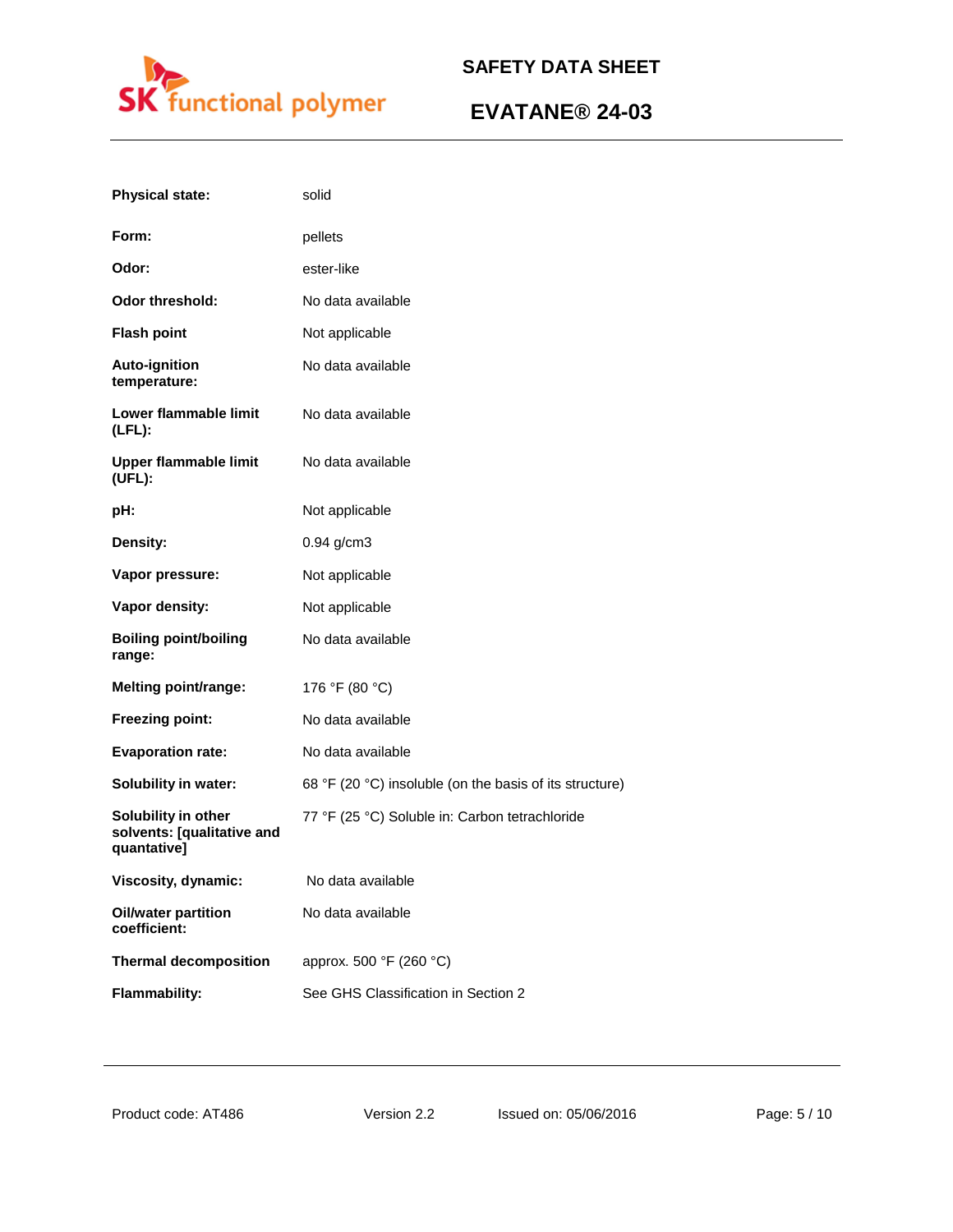| | |
|---|---|
| **Physical state:** | solid |
| **Form:** | pellets |
| **Odor:** | ester-like |
| **Odor threshold:** | No data available |
| **Flash point** | Not applicable |
| **Auto-ignition temperature:** | No data available |
| **Lower flammable limit (LFL):** | No data available |
| **Upper flammable limit (UFL):** | No data available |
| **pH:** | Not applicable |
| **Density:** | 0.94 g/cm3 |
| **Vapor pressure:** | Not applicable |
| **Vapor density:** | Not applicable |
| **Boiling point/boiling range:** | No data available |
| **Melting point/range:** | 176 °F (80 °C) |
| **Freezing point:** | No data available |
| **Evaporation rate:** | No data available |
| **Solubility in water:** | 68 °F (20 °C) insoluble (on the basis of its structure) |
| **Solubility in other solvents: [qualitative and quantative]** | 77 °F (25 °C) Soluble in: Carbon tetrachloride |
| **Viscosity, dynamic:** | No data available |
| **Oil/water partition coefficient:** | No data available |
| **Thermal decomposition** | approx. 500 °F (260 °C) |
| **Flammability:** | See GHS Classification in Section 2 |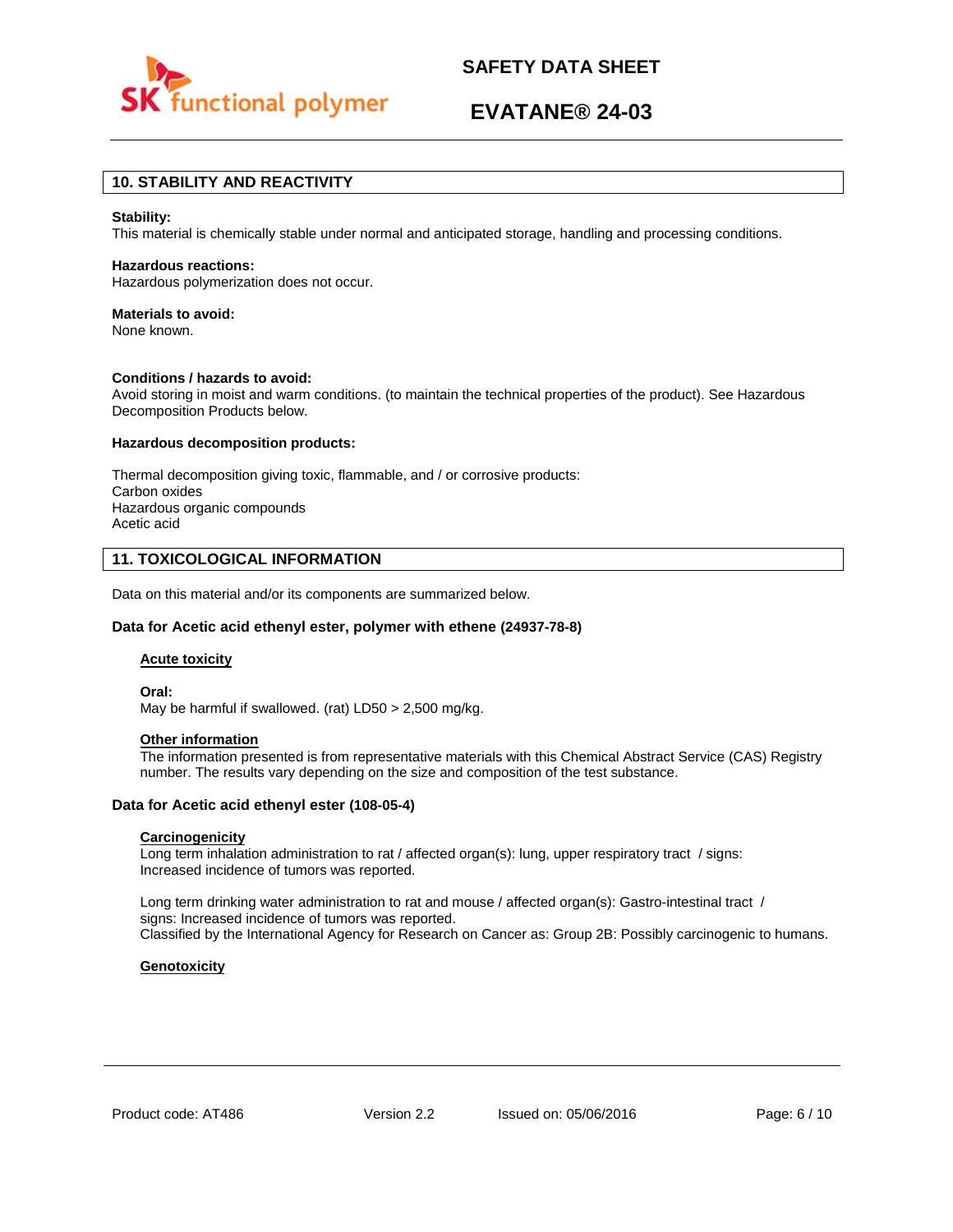## 10. STABILITY AND REACTIVITY

**Stability:**
This material is chemically stable under normal and anticipated storage, handling and processing conditions.

**Hazardous reactions:**
Hazardous polymerization does not occur.

**Materials to avoid:**
None known.

**Conditions / hazards to avoid:**
Avoid storing in moist and warm conditions. (to maintain the technical properties of the product). See Hazardous Decomposition Products below.

**Hazardous decomposition products:**

Thermal decomposition giving toxic, flammable, and / or corrosive products:
Carbon oxides
Hazardous organic compounds
Acetic acid

## 11. TOXICOLOGICAL INFORMATION

Data on this material and/or its components are summarized below.

### Data for Acetic acid ethenyl ester, polymer with ethene (24937-78-8)

**Acute toxicity**

**Oral:**
May be harmful if swallowed. (rat) LD50 > 2,500 mg/kg.

**Other information**
The information presented is from representative materials with this Chemical Abstract Service (CAS) Registry number. The results vary depending on the size and composition of the test substance.

### Data for Acetic acid ethenyl ester (108-05-4)

**Carcinogenicity**
Long term inhalation administration to rat / affected organ(s): lung, upper respiratory tract / signs: Increased incidence of tumors was reported.

Long term drinking water administration to rat and mouse / affected organ(s): Gastro-intestinal tract / signs: Increased incidence of tumors was reported.
Classified by the International Agency for Research on Cancer as: Group 2B: Possibly carcinogenic to humans.

**Genotoxicity**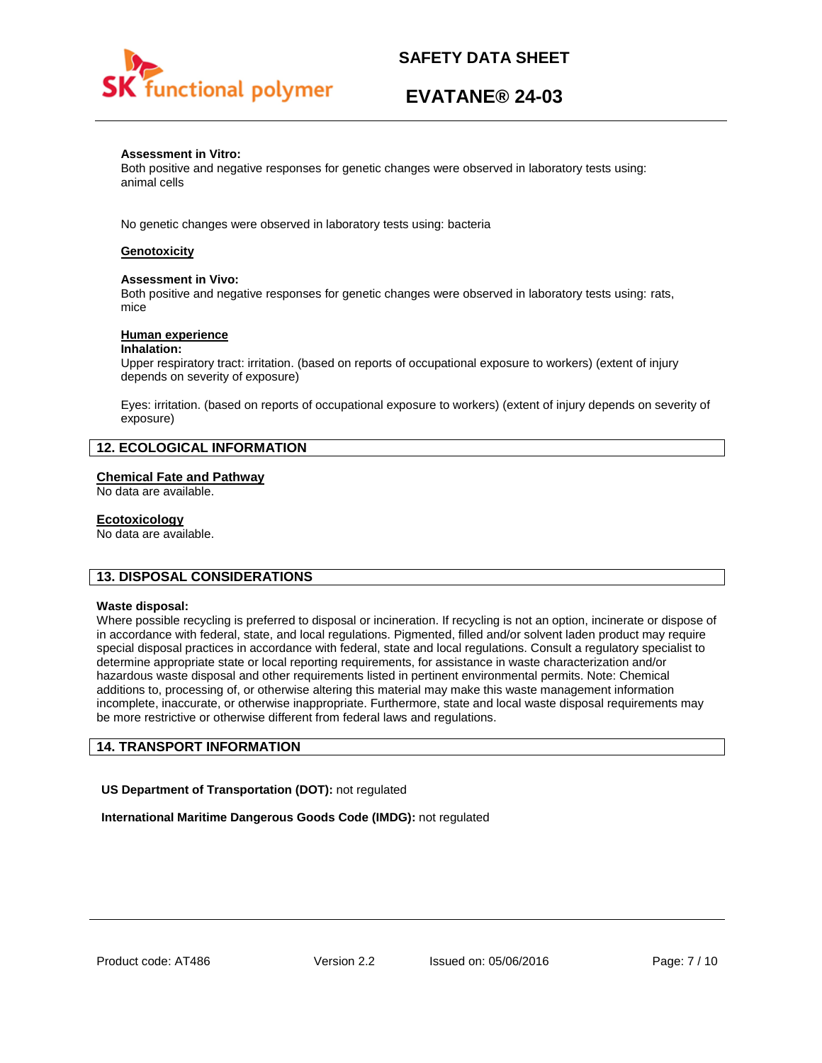**Assessment in Vitro:**
Both positive and negative responses for genetic changes were observed in laboratory tests using: animal cells

No genetic changes were observed in laboratory tests using: bacteria

**Genotoxicity**

**Assessment in Vivo:**
Both positive and negative responses for genetic changes were observed in laboratory tests using: rats, mice

**Human experience**
**Inhalation:**
Upper respiratory tract: irritation. (based on reports of occupational exposure to workers) (extent of injury depends on severity of exposure)

Eyes: irritation. (based on reports of occupational exposure to workers) (extent of injury depends on severity of exposure)

## 12. ECOLOGICAL INFORMATION

**Chemical Fate and Pathway**
No data are available.

**Ecotoxicology**
No data are available.

## 13. DISPOSAL CONSIDERATIONS

**Waste disposal:**
Where possible recycling is preferred to disposal or incineration. If recycling is not an option, incinerate or dispose of in accordance with federal, state, and local regulations. Pigmented, filled and/or solvent laden product may require special disposal practices in accordance with federal, state and local regulations. Consult a regulatory specialist to determine appropriate state or local reporting requirements, for assistance in waste characterization and/or hazardous waste disposal and other requirements listed in pertinent environmental permits. Note: Chemical additions to, processing of, or otherwise altering this material may make this waste management information incomplete, inaccurate, or otherwise inappropriate. Furthermore, state and local waste disposal requirements may be more restrictive or otherwise different from federal laws and regulations.

## 14. TRANSPORT INFORMATION

**US Department of Transportation (DOT):** not regulated

**International Maritime Dangerous Goods Code (IMDG):** not regulated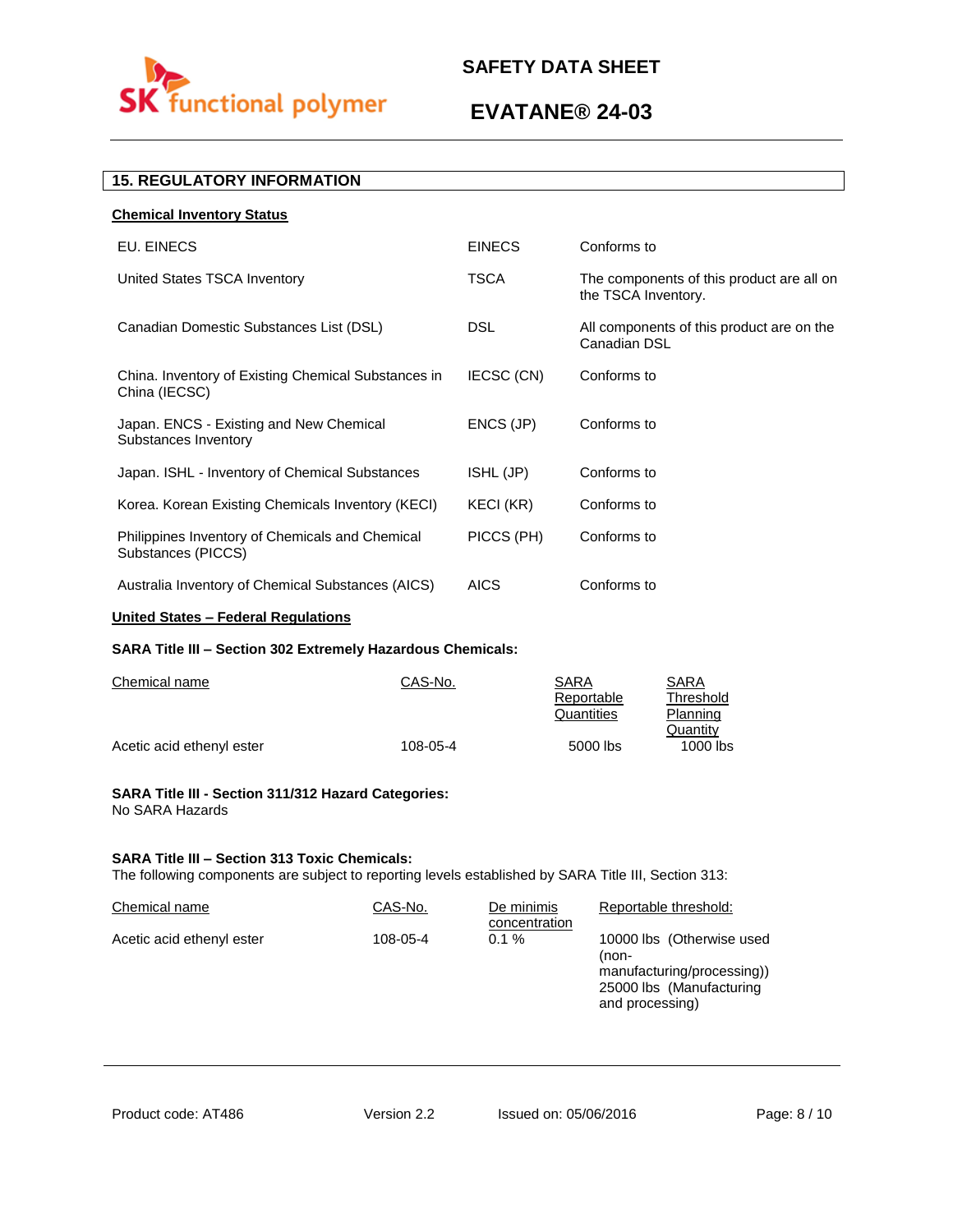## 15. REGULATORY INFORMATION

**Chemical Inventory Status**

| | | |
|---|---|---|
| EU. EINECS | EINECS | Conforms to |
| United States TSCA Inventory | TSCA | The components of this product are all on the TSCA Inventory. |
| Canadian Domestic Substances List (DSL) | DSL | All components of this product are on the Canadian DSL |
| China. Inventory of Existing Chemical Substances in China (IECSC) | IECSC (CN) | Conforms to |
| Japan. ENCS - Existing and New Chemical Substances Inventory | ENCS (JP) | Conforms to |
| Japan. ISHL - Inventory of Chemical Substances | ISHL (JP) | Conforms to |
| Korea. Korean Existing Chemicals Inventory (KECI) | KECI (KR) | Conforms to |
| Philippines Inventory of Chemicals and Chemical Substances (PICCS) | PICCS (PH) | Conforms to |
| Australia Inventory of Chemical Substances (AICS) | AICS | Conforms to |

**United States – Federal Regulations**

**SARA Title III – Section 302 Extremely Hazardous Chemicals:**

| Chemical name | CAS-No. | SARA Reportable Quantities | SARA Threshold Planning Quantity |
|---|---|---|---|
| Acetic acid ethenyl ester | 108-05-4 | 5000 lbs | 1000 lbs |

**SARA Title III - Section 311/312 Hazard Categories:**
No SARA Hazards

**SARA Title III – Section 313 Toxic Chemicals:**
The following components are subject to reporting levels established by SARA Title III, Section 313:

| Chemical name | CAS-No. | De minimis concentration | Reportable threshold: |
|---|---|---|---|
| Acetic acid ethenyl ester | 108-05-4 | 0.1 % | 10000 lbs (Otherwise used (non-manufacturing/processing)) 25000 lbs (Manufacturing and processing) |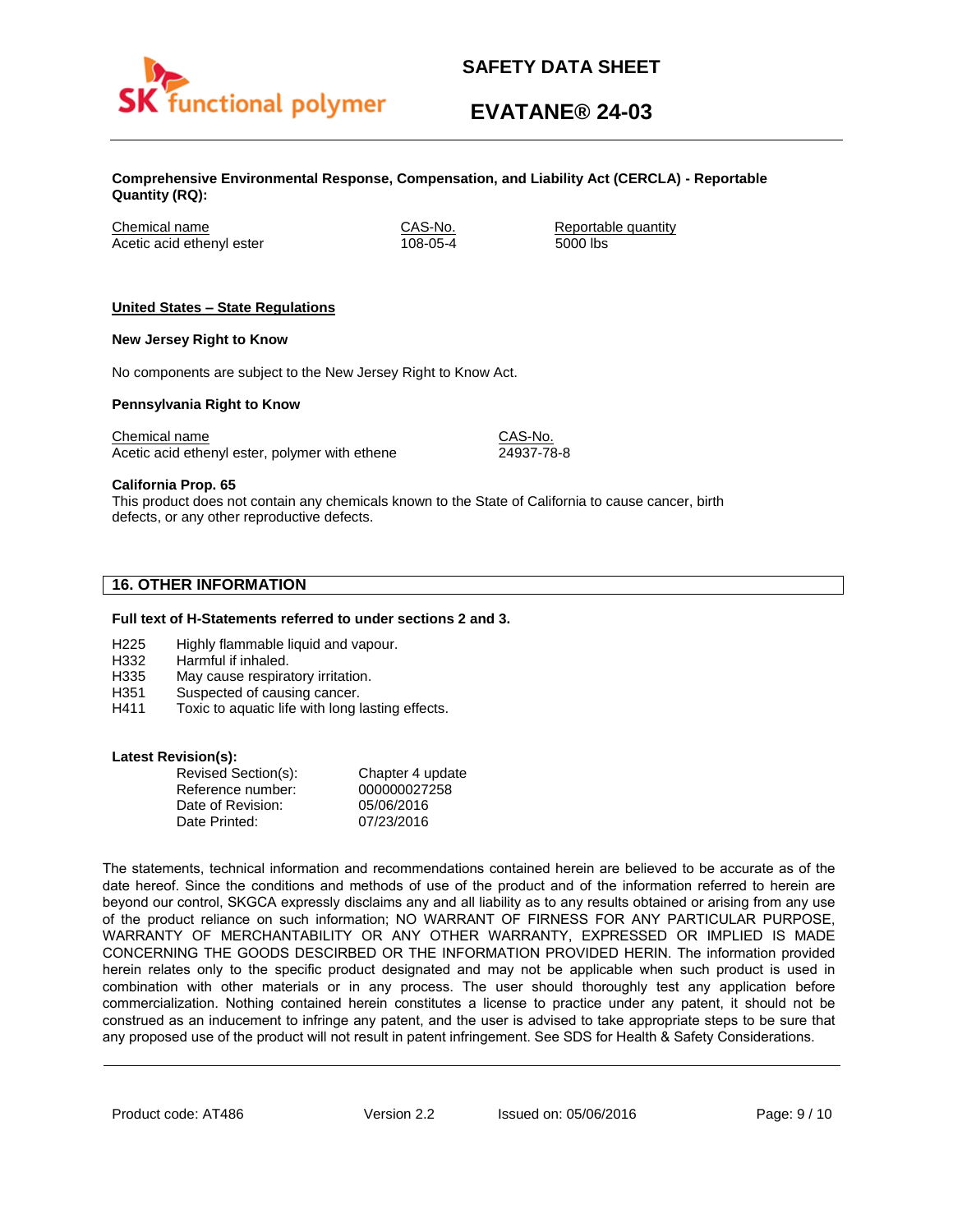**Comprehensive Environmental Response, Compensation, and Liability Act (CERCLA) - Reportable Quantity (RQ):**

| Chemical name | CAS-No. | Reportable quantity |
|---|---|---|
| Acetic acid ethenyl ester | 108-05-4 | 5000 lbs |

**United States – State Regulations**

**New Jersey Right to Know**

No components are subject to the New Jersey Right to Know Act.

**Pennsylvania Right to Know**

| Chemical name | CAS-No. |
|---|---|
| Acetic acid ethenyl ester, polymer with ethene | 24937-78-8 |

**California Prop. 65**
This product does not contain any chemicals known to the State of California to cause cancer, birth defects, or any other reproductive defects.

## 16. OTHER INFORMATION

**Full text of H-Statements referred to under sections 2 and 3.**

- H225 Highly flammable liquid and vapour.
- H332 Harmful if inhaled.
- H335 May cause respiratory irritation.
- H351 Suspected of causing cancer.
- H411 Toxic to aquatic life with long lasting effects.

**Latest Revision(s):**

| | |
|---|---|
| Revised Section(s): | Chapter 4 update |
| Reference number: | 000000027258 |
| Date of Revision: | 05/06/2016 |
| Date Printed: | 07/23/2016 |

The statements, technical information and recommendations contained herein are believed to be accurate as of the date hereof. Since the conditions and methods of use of the product and of the information referred to herein are beyond our control, SKGCA expressly disclaims any and all liability as to any results obtained or arising from any use of the product reliance on such information; NO WARRANT OF FIRNESS FOR ANY PARTICULAR PURPOSE, WARRANTY OF MERCHANTABILITY OR ANY OTHER WARRANTY, EXPRESSED OR IMPLIED IS MADE CONCERNING THE GOODS DESCIRBED OR THE INFORMATION PROVIDED HERIN. The information provided herein relates only to the specific product designated and may not be applicable when such product is used in combination with other materials or in any process. The user should thoroughly test any application before commercialization. Nothing contained herein constitutes a license to practice under any patent, it should not be construed as an inducement to infringe any patent, and the user is advised to take appropriate steps to be sure that any proposed use of the product will not result in patent infringement. See SDS for Health & Safety Considerations.